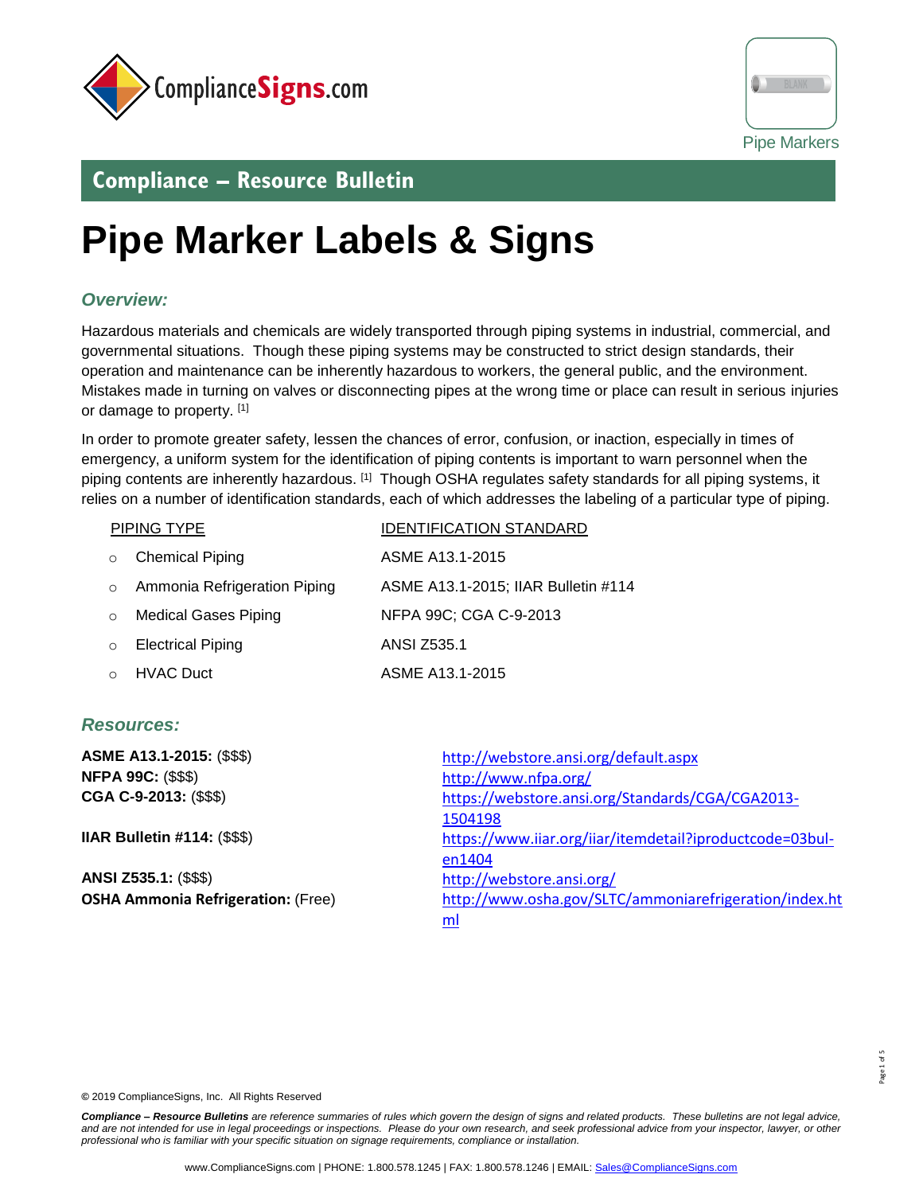ComplianceSigns.com

Pipe Markers

## Compliance – Resource Bulletin

# Pipe Marker Labels & Signs

### *Overview:*

Hazardous materials and chemicals are widely transported through piping systems in industrial, commercial, and governmental situations. Though these piping systems may be constructed to strict design standards, their operation and maintenance can be inherently hazardous to workers, the general public, and the environment. Mistakes made in turning on valves or disconnecting pipes at the wrong time or place can result in serious injuries or damage to property. [1]

In order to promote greater safety, lessen the chances of error, confusion, or inaction, especially in times of emergency, a uniform system for the identification of piping contents is important to warn personnel when the piping contents are inherently hazardous. [1] Though OSHA regulates safety standards for all piping systems, it relies on a number of identification standards, each of which addresses the labeling of a particular type of piping.

| PIPING TYPE | IDENTIFICATION STANDARD |
|---|---|
| Chemical Piping | ASME A13.1-2015 |
| Ammonia Refrigeration Piping | ASME A13.1-2015; IIAR Bulletin #114 |
| Medical Gases Piping | NFPA 99C; CGA C-9-2013 |
| Electrical Piping | ANSI Z535.1 |
| HVAC Duct | ASME A13.1-2015 |

### *Resources:*

**ASME A13.1-2015:** ($$$) http://webstore.ansi.org/default.aspx
**NFPA 99C:** ($$$) http://www.nfpa.org/
**CGA C-9-2013:** ($$$) https://webstore.ansi.org/Standards/CGA/CGA2013-1504198
**IIAR Bulletin #114:** ($$$) https://www.iiar.org/iiar/itemdetail?iproductcode=03bul-en1404
**ANSI Z535.1:** ($$$) http://webstore.ansi.org/
**OSHA Ammonia Refrigeration:** (Free) http://www.osha.gov/SLTC/ammoniarefrigeration/index.html

© 2019 ComplianceSigns, Inc. All Rights Reserved

***Compliance – Resource Bulletins*** *are reference summaries of rules which govern the design of signs and related products. These bulletins are not legal advice, and are not intended for use in legal proceedings or inspections. Please do your own research, and seek professional advice from your inspector, lawyer, or other professional who is familiar with your specific situation on signage requirements, compliance or installation.*

www.ComplianceSigns.com | PHONE: 1.800.578.1245 | FAX: 1.800.578.1246 | EMAIL: Sales@ComplianceSigns.com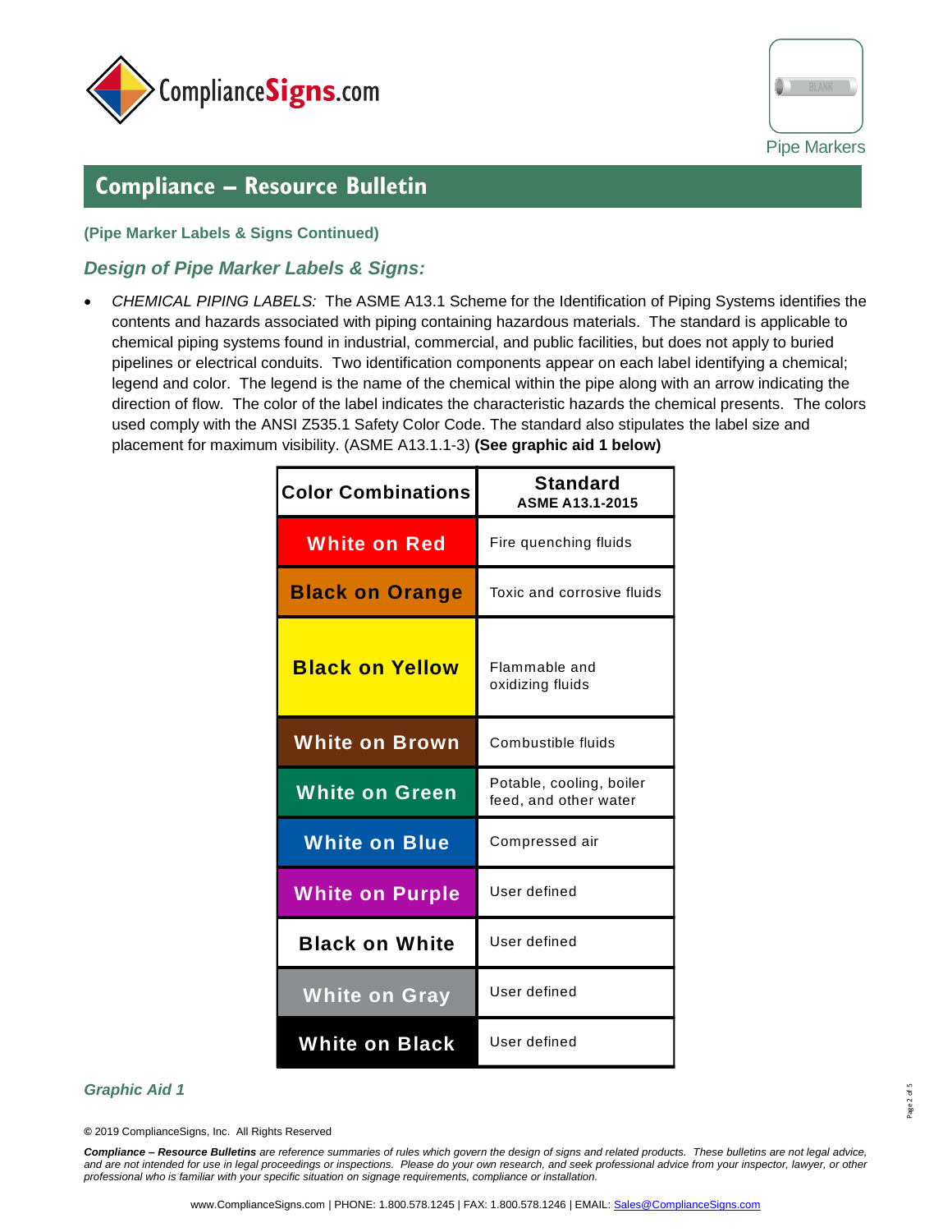## Compliance – Resource Bulletin

**(Pipe Marker Labels & Signs Continued)**

### *Design of Pipe Marker Labels & Signs:*

- *CHEMICAL PIPING LABELS:* The ASME A13.1 Scheme for the Identification of Piping Systems identifies the contents and hazards associated with piping containing hazardous materials. The standard is applicable to chemical piping systems found in industrial, commercial, and public facilities, but does not apply to buried pipelines or electrical conduits. Two identification components appear on each label identifying a chemical; legend and color. The legend is the name of the chemical within the pipe along with an arrow indicating the direction of flow. The color of the label indicates the characteristic hazards the chemical presents. The colors used comply with the ANSI Z535.1 Safety Color Code. The standard also stipulates the label size and placement for maximum visibility. (ASME A13.1.1-3) **(See graphic aid 1 below)**

| Color Combinations | Standard ASME A13.1-2015 |
|---|---|
| White on Red | Fire quenching fluids |
| Black on Orange | Toxic and corrosive fluids |
| Black on Yellow | Flammable and oxidizing fluids |
| White on Brown | Combustible fluids |
| White on Green | Potable, cooling, boiler feed, and other water |
| White on Blue | Compressed air |
| White on Purple | User defined |
| Black on White | User defined |
| White on Gray | User defined |
| White on Black | User defined |

*Graphic Aid 1*

© 2019 ComplianceSigns, Inc. All Rights Reserved

***Compliance – Resource Bulletins*** *are reference summaries of rules which govern the design of signs and related products. These bulletins are not legal advice, and are not intended for use in legal proceedings or inspections. Please do your own research, and seek professional advice from your inspector, lawyer, or other professional who is familiar with your specific situation on signage requirements, compliance or installation.*

www.ComplianceSigns.com | PHONE: 1.800.578.1245 | FAX: 1.800.578.1246 | EMAIL: Sales@ComplianceSigns.com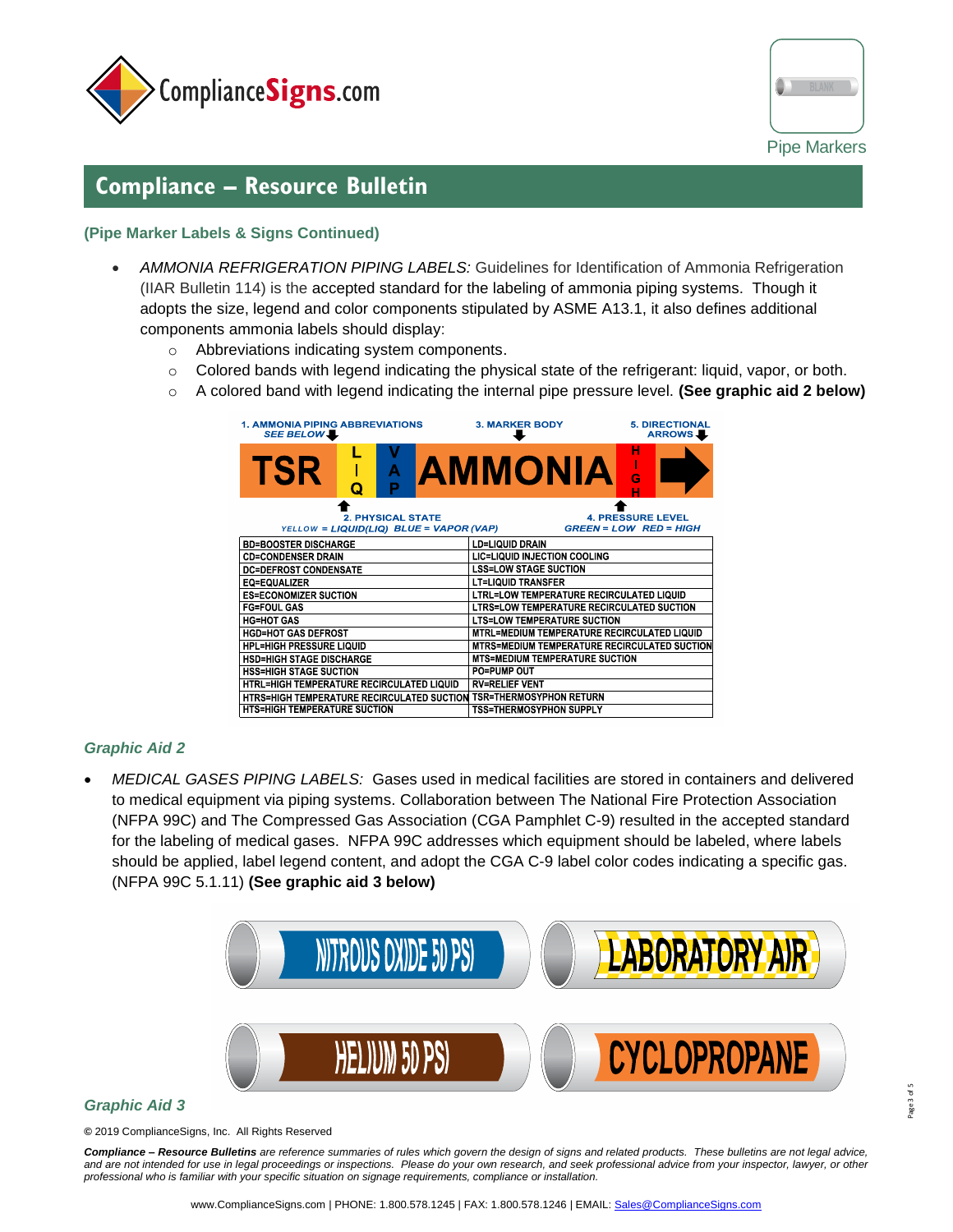## Compliance – Resource Bulletin

### (Pipe Marker Labels & Signs Continued)

- *AMMONIA REFRIGERATION PIPING LABELS:* Guidelines for Identification of Ammonia Refrigeration (IIAR Bulletin 114) is the accepted standard for the labeling of ammonia piping systems. Though it adopts the size, legend and color components stipulated by ASME A13.1, it also defines additional components ammonia labels should display:
  - Abbreviations indicating system components.
  - Colored bands with legend indicating the physical state of the refrigerant: liquid, vapor, or both.
  - A colored band with legend indicating the internal pipe pressure level. **(See graphic aid 2 below)**

1. AMMONIA PIPING ABBREVIATIONS *SEE BELOW*
2. PHYSICAL STATE *YELLOW = LIQUID(LIQ) BLUE = VAPOR (VAP)*
3. MARKER BODY
4. PRESSURE LEVEL *GREEN = LOW RED = HIGH*
5. DIRECTIONAL ARROWS

TSR | LIQ | VAP | AMMONIA | HIGH

| | |
|---|---|
| BD=BOOSTER DISCHARGE | LD=LIQUID DRAIN |
| CD=CONDENSER DRAIN | LIC=LIQUID INJECTION COOLING |
| DC=DEFROST CONDENSATE | LSS=LOW STAGE SUCTION |
| EQ=EQUALIZER | LT=LIQUID TRANSFER |
| ES=ECONOMIZER SUCTION | LTRL=LOW TEMPERATURE RECIRCULATED LIQUID |
| FG=FOUL GAS | LTRS=LOW TEMPERATURE RECIRCULATED SUCTION |
| HG=HOT GAS | LTS=LOW TEMPERATURE SUCTION |
| HGD=HOT GAS DEFROST | MTRL=MEDIUM TEMPERATURE RECIRCULATED LIQUID |
| HPL=HIGH PRESSURE LIQUID | MTRS=MEDIUM TEMPERATURE RECIRCULATED SUCTION |
| HSD=HIGH STAGE DISCHARGE | MTS=MEDIUM TEMPERATURE SUCTION |
| HSS=HIGH STAGE SUCTION | PO=PUMP OUT |
| HTRL=HIGH TEMPERATURE RECIRCULATED LIQUID | RV=RELIEF VENT |
| HTRS=HIGH TEMPERATURE RECIRCULATED SUCTION | TSR=THERMOSYPHON RETURN |
| HTS=HIGH TEMPERATURE SUCTION | TSS=THERMOSYPHON SUPPLY |

*Graphic Aid 2*

- *MEDICAL GASES PIPING LABELS:* Gases used in medical facilities are stored in containers and delivered to medical equipment via piping systems. Collaboration between The National Fire Protection Association (NFPA 99C) and The Compressed Gas Association (CGA Pamphlet C-9) resulted in the accepted standard for the labeling of medical gases. NFPA 99C addresses which equipment should be labeled, where labels should be applied, label legend content, and adopt the CGA C-9 label color codes indicating a specific gas. (NFPA 99C 5.1.11) **(See graphic aid 3 below)**

NITROUS OXIDE 50 PSI | LABORATORY AIR | HELIUM 50 PSI | CYCLOPROPANE

*Graphic Aid 3*

© 2019 ComplianceSigns, Inc. All Rights Reserved

***Compliance – Resource Bulletins*** *are reference summaries of rules which govern the design of signs and related products. These bulletins are not legal advice, and are not intended for use in legal proceedings or inspections. Please do your own research, and seek professional advice from your inspector, lawyer, or other professional who is familiar with your specific situation on signage requirements, compliance or installation.*

www.ComplianceSigns.com | PHONE: 1.800.578.1245 | FAX: 1.800.578.1246 | EMAIL: Sales@ComplianceSigns.com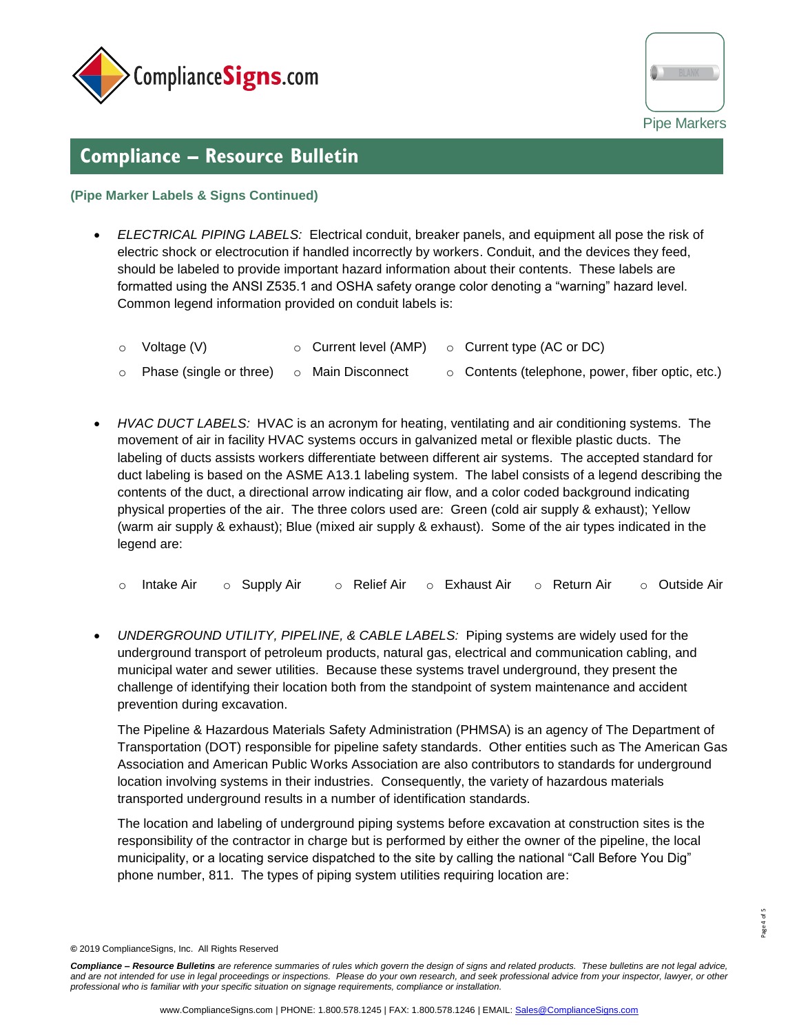Pipe Markers

## Compliance – Resource Bulletin

**(Pipe Marker Labels & Signs Continued)**

- *ELECTRICAL PIPING LABELS:* Electrical conduit, breaker panels, and equipment all pose the risk of electric shock or electrocution if handled incorrectly by workers. Conduit, and the devices they feed, should be labeled to provide important hazard information about their contents. These labels are formatted using the ANSI Z535.1 and OSHA safety orange color denoting a "warning" hazard level. Common legend information provided on conduit labels is:
    - Voltage (V)
    - Current level (AMP)
    - Current type (AC or DC)
    - Phase (single or three)
    - Main Disconnect
    - Contents (telephone, power, fiber optic, etc.)

- *HVAC DUCT LABELS:* HVAC is an acronym for heating, ventilating and air conditioning systems. The movement of air in facility HVAC systems occurs in galvanized metal or flexible plastic ducts. The labeling of ducts assists workers differentiate between different air systems. The accepted standard for duct labeling is based on the ASME A13.1 labeling system. The label consists of a legend describing the contents of the duct, a directional arrow indicating air flow, and a color coded background indicating physical properties of the air. The three colors used are: Green (cold air supply & exhaust); Yellow (warm air supply & exhaust); Blue (mixed air supply & exhaust). Some of the air types indicated in the legend are:
    - Intake Air
    - Supply Air
    - Relief Air
    - Exhaust Air
    - Return Air
    - Outside Air

- *UNDERGROUND UTILITY, PIPELINE, & CABLE LABELS:* Piping systems are widely used for the underground transport of petroleum products, natural gas, electrical and communication cabling, and municipal water and sewer utilities. Because these systems travel underground, they present the challenge of identifying their location both from the standpoint of system maintenance and accident prevention during excavation.

  The Pipeline & Hazardous Materials Safety Administration (PHMSA) is an agency of The Department of Transportation (DOT) responsible for pipeline safety standards. Other entities such as The American Gas Association and American Public Works Association are also contributors to standards for underground location involving systems in their industries. Consequently, the variety of hazardous materials transported underground results in a number of identification standards.

  The location and labeling of underground piping systems before excavation at construction sites is the responsibility of the contractor in charge but is performed by either the owner of the pipeline, the local municipality, or a locating service dispatched to the site by calling the national "Call Before You Dig" phone number, 811. The types of piping system utilities requiring location are:

© 2019 ComplianceSigns, Inc. All Rights Reserved

***Compliance – Resource Bulletins*** *are reference summaries of rules which govern the design of signs and related products. These bulletins are not legal advice, and are not intended for use in legal proceedings or inspections. Please do your own research, and seek professional advice from your inspector, lawyer, or other professional who is familiar with your specific situation on signage requirements, compliance or installation.*

www.ComplianceSigns.com | PHONE: 1.800.578.1245 | FAX: 1.800.578.1246 | EMAIL: Sales@ComplianceSigns.com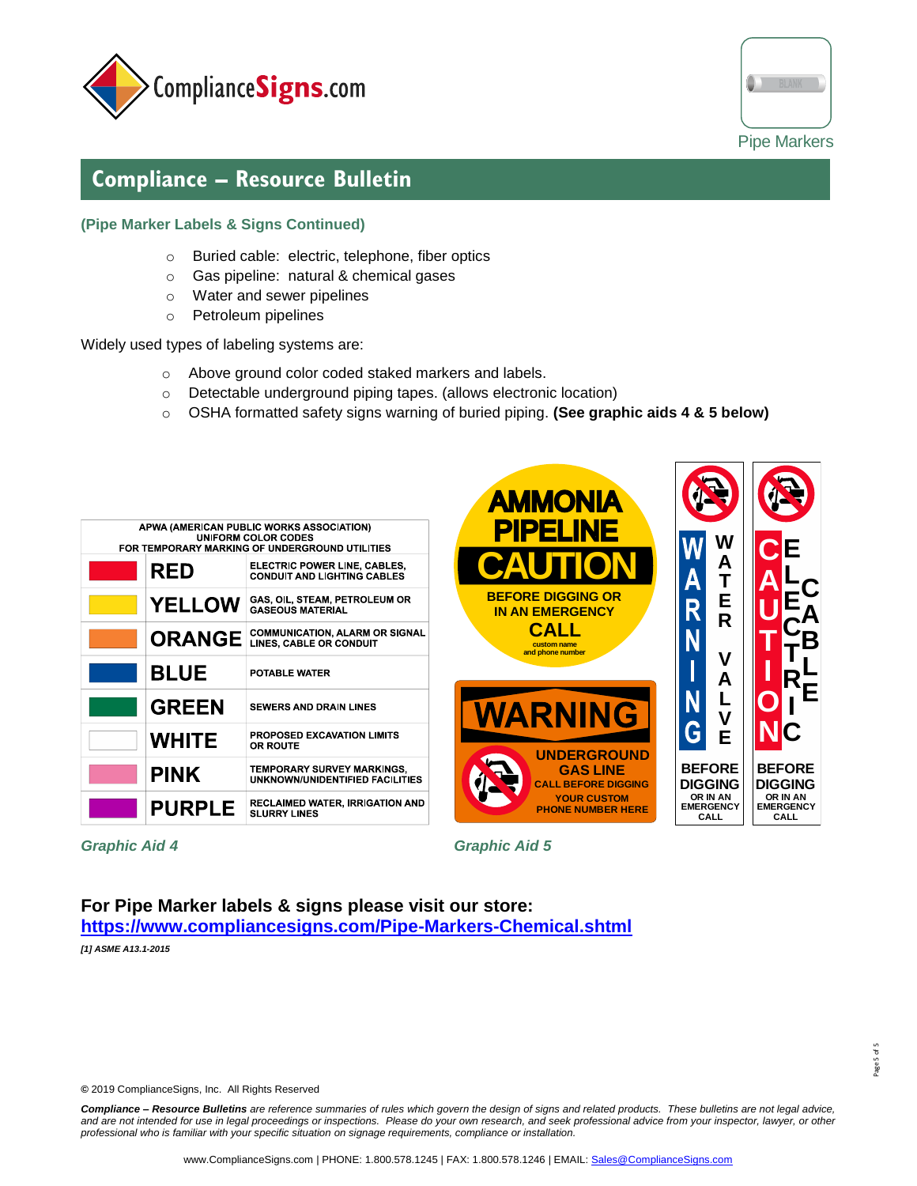## Compliance – Resource Bulletin

**(Pipe Marker Labels & Signs Continued)**

- Buried cable: electric, telephone, fiber optics
- Gas pipeline: natural & chemical gases
- Water and sewer pipelines
- Petroleum pipelines

Widely used types of labeling systems are:

- Above ground color coded staked markers and labels.
- Detectable underground piping tapes. (allows electronic location)
- OSHA formatted safety signs warning of buried piping. **(See graphic aids 4 & 5 below)**

| APWA (AMERICAN PUBLIC WORKS ASSOCIATION) UNIFORM COLOR CODES FOR TEMPORARY MARKING OF UNDERGROUND UTILITIES | | |
|---|---|---|
| | RED | ELECTRIC POWER LINE, CABLES, CONDUIT AND LIGHTING CABLES |
| | YELLOW | GAS, OIL, STEAM, PETROLEUM OR GASEOUS MATERIAL |
| | ORANGE | COMMUNICATION, ALARM OR SIGNAL LINES, CABLE OR CONDUIT |
| | BLUE | POTABLE WATER |
| | GREEN | SEWERS AND DRAIN LINES |
| | WHITE | PROPOSED EXCAVATION LIMITS OR ROUTE |
| | PINK | TEMPORARY SURVEY MARKINGS, UNKNOWN/UNIDENTIFIED FACILITIES |
| | PURPLE | RECLAIMED WATER, IRRIGATION AND SLURRY LINES |

*Graphic Aid 4*

AMMONIA PIPELINE
CAUTION
BEFORE DIGGING OR IN AN EMERGENCY
CALL
custom name and phone number

WARNING
UNDERGROUND GAS LINE
CALL BEFORE DIGGING
YOUR CUSTOM PHONE NUMBER HERE

WARNING
WATER VALVE
BEFORE DIGGING
OR IN AN EMERGENCY CALL

CAUTION
ELECTRIC CABLE
BEFORE DIGGING
OR IN AN EMERGENCY CALL

*Graphic Aid 5*

**For Pipe Marker labels & signs please visit our store:**
**https://www.compliancesigns.com/Pipe-Markers-Chemical.shtml**

*[1] ASME A13.1-2015*

© 2019 ComplianceSigns, Inc. All Rights Reserved

*Compliance – Resource Bulletins are reference summaries of rules which govern the design of signs and related products. These bulletins are not legal advice, and are not intended for use in legal proceedings or inspections. Please do your own research, and seek professional advice from your inspector, lawyer, or other professional who is familiar with your specific situation on signage requirements, compliance or installation.*

www.ComplianceSigns.com | PHONE: 1.800.578.1245 | FAX: 1.800.578.1246 | EMAIL: Sales@ComplianceSigns.com